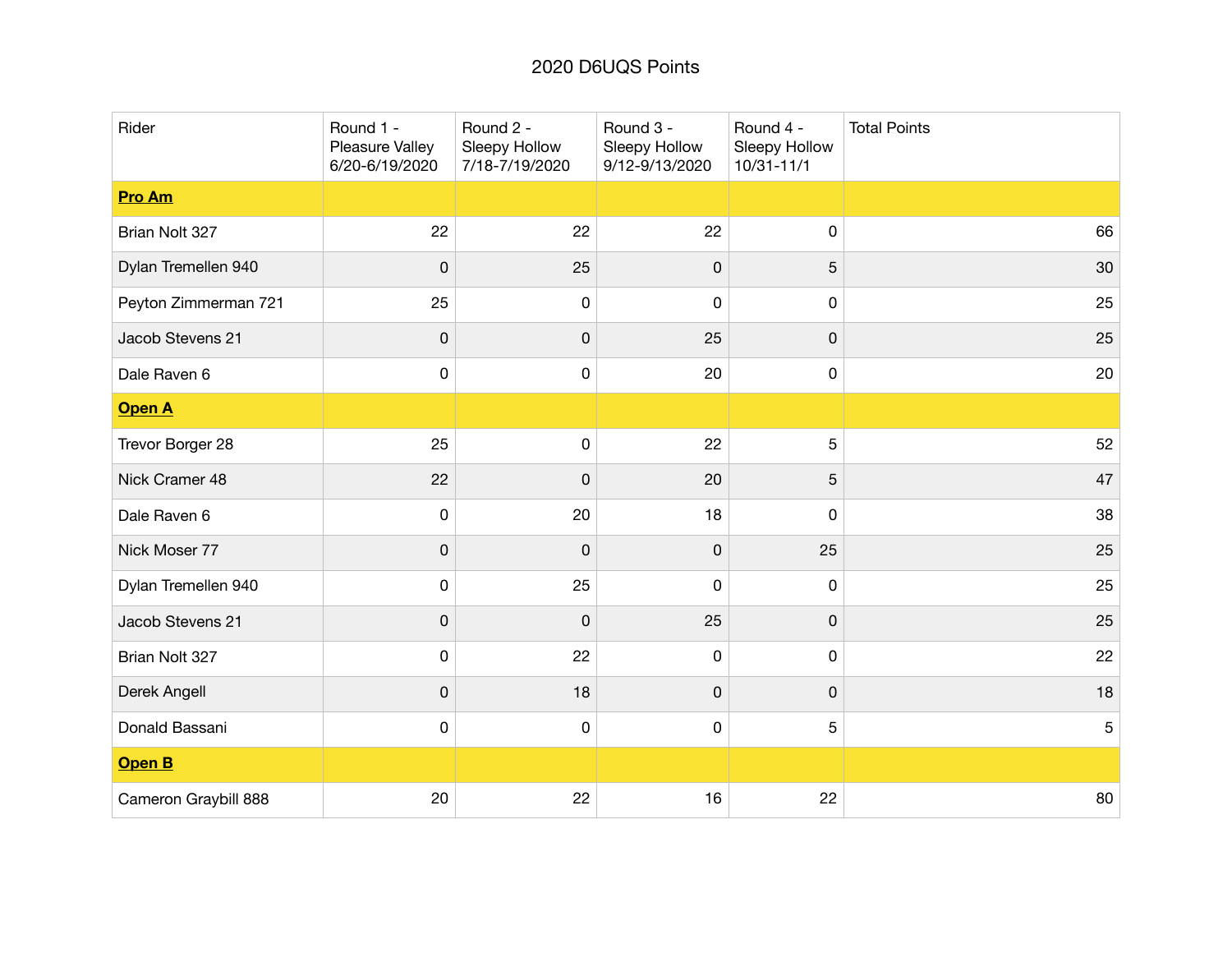# 2020 D6UQS Points

| Rider | Round 1 - Pleasure Valley 6/20-6/19/2020 | Round 2 - Sleepy Hollow 7/18-7/19/2020 | Round 3 - Sleepy Hollow 9/12-9/13/2020 | Round 4 - Sleepy Hollow 10/31-11/1 | Total Points |
|---|---|---|---|---|---|
| **Pro Am** | | | | | |
| Brian Nolt 327 | 22 | 22 | 22 | 0 | 66 |
| Dylan Tremellen 940 | 0 | 25 | 0 | 5 | 30 |
| Peyton Zimmerman 721 | 25 | 0 | 0 | 0 | 25 |
| Jacob Stevens 21 | 0 | 0 | 25 | 0 | 25 |
| Dale Raven 6 | 0 | 0 | 20 | 0 | 20 |
| **Open A** | | | | | |
| Trevor Borger 28 | 25 | 0 | 22 | 5 | 52 |
| Nick Cramer 48 | 22 | 0 | 20 | 5 | 47 |
| Dale Raven 6 | 0 | 20 | 18 | 0 | 38 |
| Nick Moser 77 | 0 | 0 | 0 | 25 | 25 |
| Dylan Tremellen 940 | 0 | 25 | 0 | 0 | 25 |
| Jacob Stevens 21 | 0 | 0 | 25 | 0 | 25 |
| Brian Nolt 327 | 0 | 22 | 0 | 0 | 22 |
| Derek Angell | 0 | 18 | 0 | 0 | 18 |
| Donald Bassani | 0 | 0 | 0 | 5 | 5 |
| **Open B** | | | | | |
| Cameron Graybill 888 | 20 | 22 | 16 | 22 | 80 |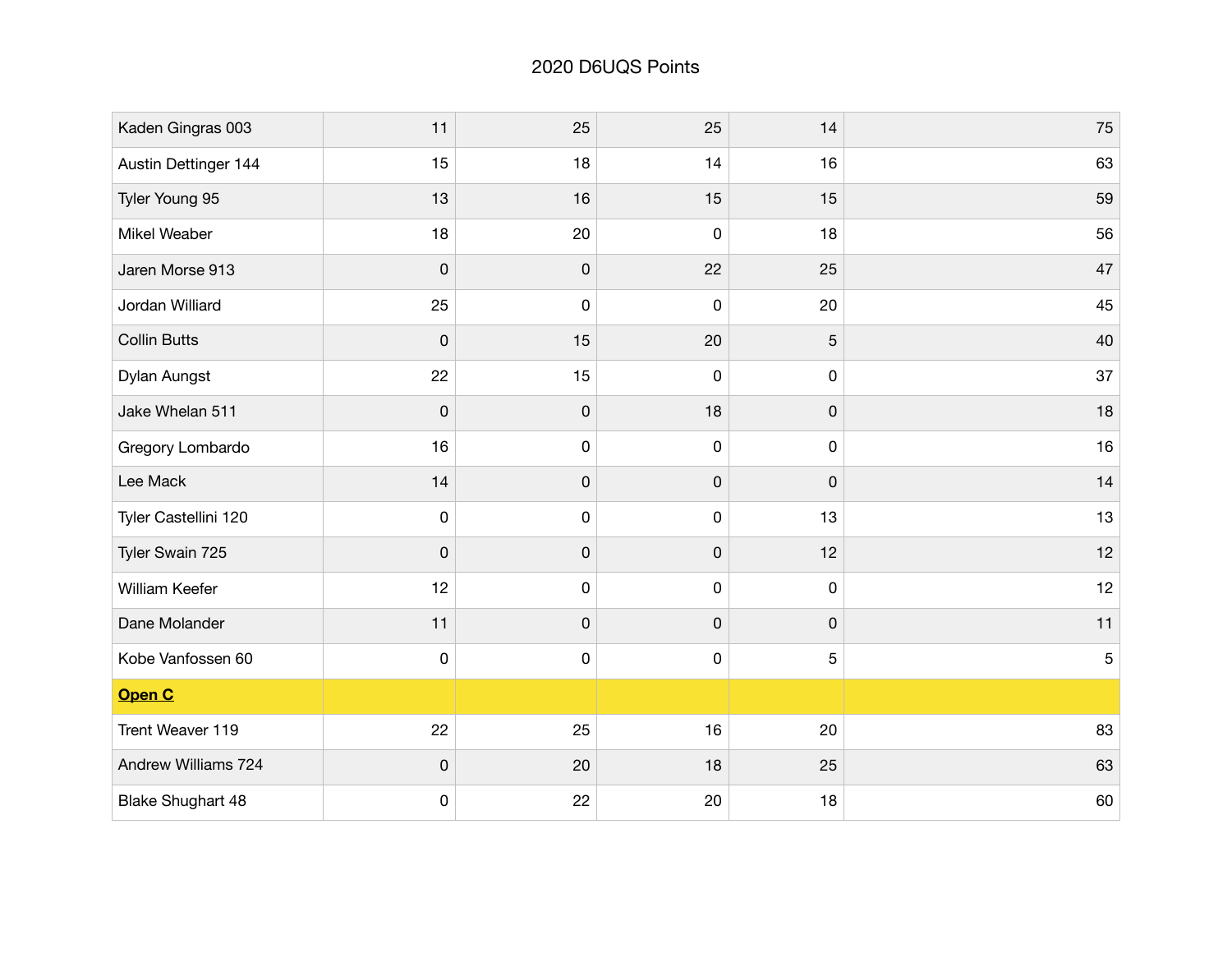# 2020 D6UQS Points

| | | | | | |
|---|---|---|---|---|---|
| Kaden Gingras 003 | 11 | 25 | 25 | 14 | 75 |
| Austin Dettinger 144 | 15 | 18 | 14 | 16 | 63 |
| Tyler Young 95 | 13 | 16 | 15 | 15 | 59 |
| Mikel Weaber | 18 | 20 | 0 | 18 | 56 |
| Jaren Morse 913 | 0 | 0 | 22 | 25 | 47 |
| Jordan Williard | 25 | 0 | 0 | 20 | 45 |
| Collin Butts | 0 | 15 | 20 | 5 | 40 |
| Dylan Aungst | 22 | 15 | 0 | 0 | 37 |
| Jake Whelan 511 | 0 | 0 | 18 | 0 | 18 |
| Gregory Lombardo | 16 | 0 | 0 | 0 | 16 |
| Lee Mack | 14 | 0 | 0 | 0 | 14 |
| Tyler Castellini 120 | 0 | 0 | 0 | 13 | 13 |
| Tyler Swain 725 | 0 | 0 | 0 | 12 | 12 |
| William Keefer | 12 | 0 | 0 | 0 | 12 |
| Dane Molander | 11 | 0 | 0 | 0 | 11 |
| Kobe Vanfossen 60 | 0 | 0 | 0 | 5 | 5 |
| **Open C** | | | | | |
| Trent Weaver 119 | 22 | 25 | 16 | 20 | 83 |
| Andrew Williams 724 | 0 | 20 | 18 | 25 | 63 |
| Blake Shughart 48 | 0 | 22 | 20 | 18 | 60 |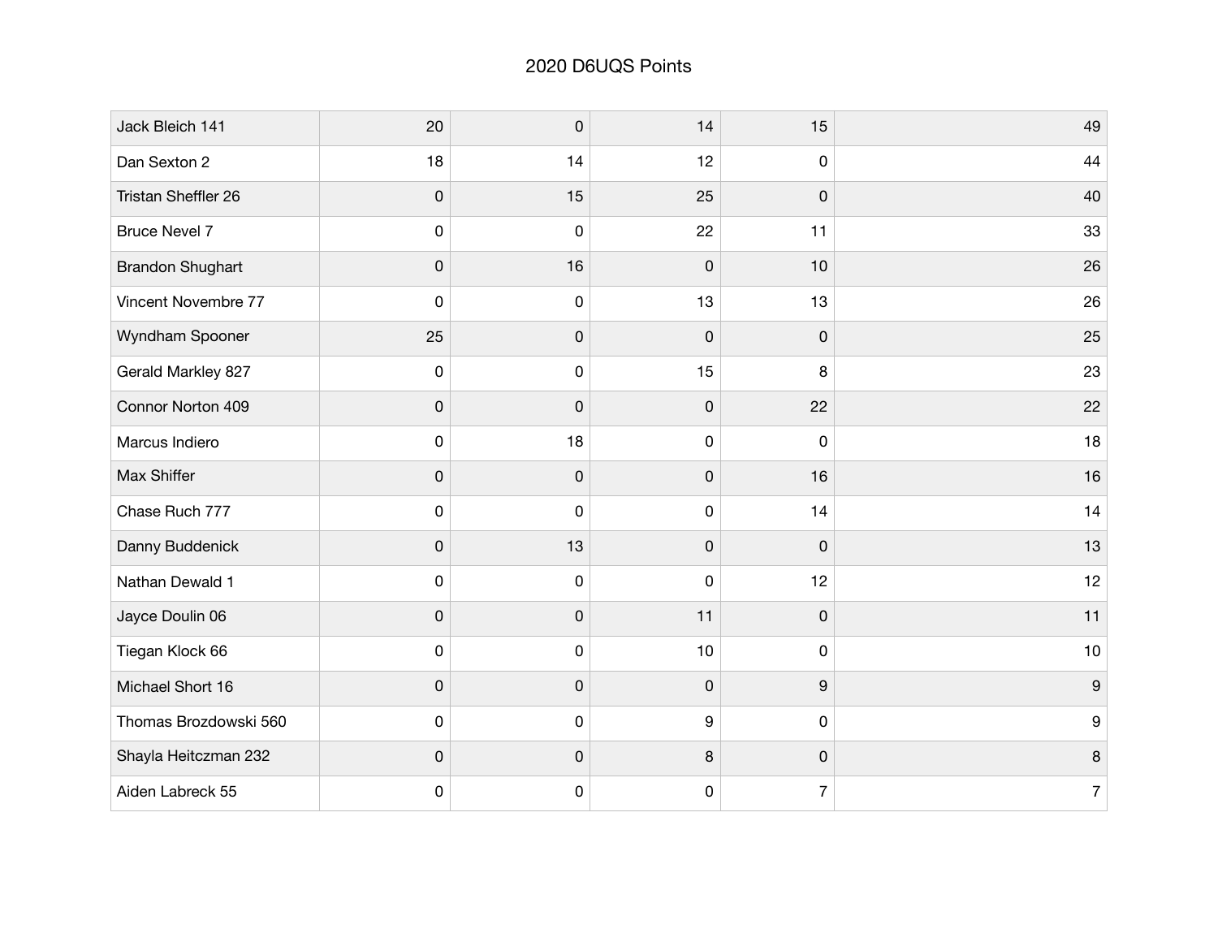# 2020 D6UQS Points

| | | | | | |
|---|---|---|---|---|---|
| Jack Bleich 141 | 20 | 0 | 14 | 15 | 49 |
| Dan Sexton 2 | 18 | 14 | 12 | 0 | 44 |
| Tristan Sheffler 26 | 0 | 15 | 25 | 0 | 40 |
| Bruce Nevel 7 | 0 | 0 | 22 | 11 | 33 |
| Brandon Shughart | 0 | 16 | 0 | 10 | 26 |
| Vincent Novembre 77 | 0 | 0 | 13 | 13 | 26 |
| Wyndham Spooner | 25 | 0 | 0 | 0 | 25 |
| Gerald Markley 827 | 0 | 0 | 15 | 8 | 23 |
| Connor Norton 409 | 0 | 0 | 0 | 22 | 22 |
| Marcus Indiero | 0 | 18 | 0 | 0 | 18 |
| Max Shiffer | 0 | 0 | 0 | 16 | 16 |
| Chase Ruch 777 | 0 | 0 | 0 | 14 | 14 |
| Danny Buddenick | 0 | 13 | 0 | 0 | 13 |
| Nathan Dewald 1 | 0 | 0 | 0 | 12 | 12 |
| Jayce Doulin 06 | 0 | 0 | 11 | 0 | 11 |
| Tiegan Klock 66 | 0 | 0 | 10 | 0 | 10 |
| Michael Short 16 | 0 | 0 | 0 | 9 | 9 |
| Thomas Brozdowski 560 | 0 | 0 | 9 | 0 | 9 |
| Shayla Heitczman 232 | 0 | 0 | 8 | 0 | 8 |
| Aiden Labreck 55 | 0 | 0 | 0 | 7 | 7 |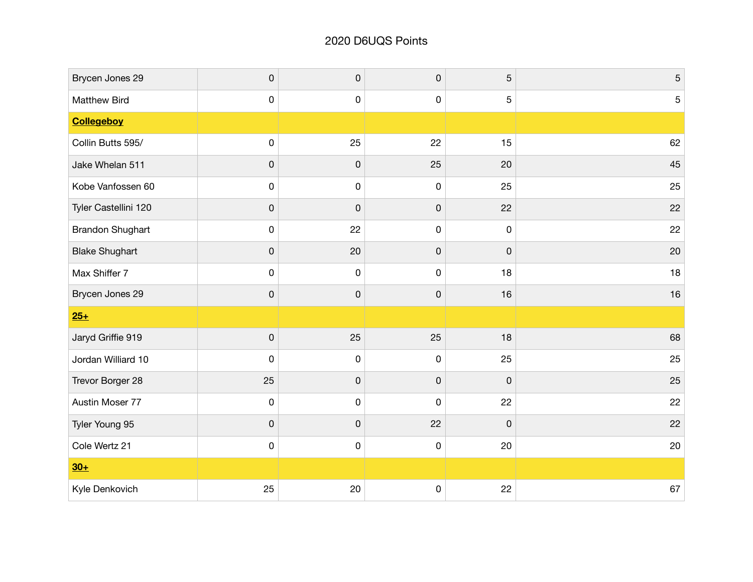# 2020 D6UQS Points

| | | | | | |
|---|---|---|---|---|---|
| Brycen Jones 29 | 0 | 0 | 0 | 5 | 5 |
| Matthew Bird | 0 | 0 | 0 | 5 | 5 |
| **Collegeboy** | | | | | |
| Collin Butts 595/ | 0 | 25 | 22 | 15 | 62 |
| Jake Whelan 511 | 0 | 0 | 25 | 20 | 45 |
| Kobe Vanfossen 60 | 0 | 0 | 0 | 25 | 25 |
| Tyler Castellini 120 | 0 | 0 | 0 | 22 | 22 |
| Brandon Shughart | 0 | 22 | 0 | 0 | 22 |
| Blake Shughart | 0 | 20 | 0 | 0 | 20 |
| Max Shiffer 7 | 0 | 0 | 0 | 18 | 18 |
| Brycen Jones 29 | 0 | 0 | 0 | 16 | 16 |
| **25+** | | | | | |
| Jaryd Griffie 919 | 0 | 25 | 25 | 18 | 68 |
| Jordan Williard 10 | 0 | 0 | 0 | 25 | 25 |
| Trevor Borger 28 | 25 | 0 | 0 | 0 | 25 |
| Austin Moser 77 | 0 | 0 | 0 | 22 | 22 |
| Tyler Young 95 | 0 | 0 | 22 | 0 | 22 |
| Cole Wertz 21 | 0 | 0 | 0 | 20 | 20 |
| **30+** | | | | | |
| Kyle Denkovich | 25 | 20 | 0 | 22 | 67 |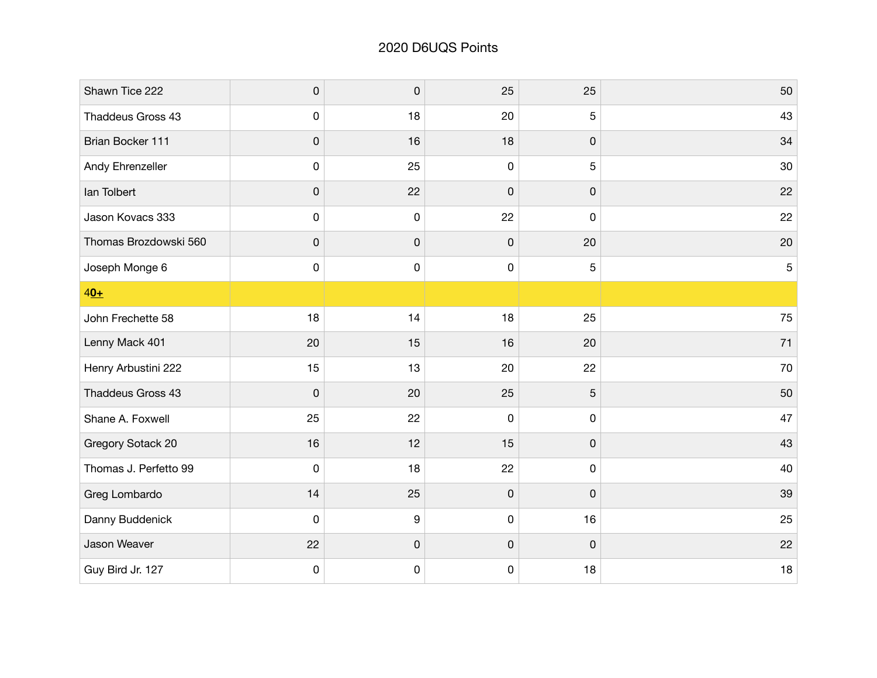# 2020 D6UQS Points

| | | | | | |
|---|---|---|---|---|---|
| Shawn Tice 222 | 0 | 0 | 25 | 25 | 50 |
| Thaddeus Gross 43 | 0 | 18 | 20 | 5 | 43 |
| Brian Bocker 111 | 0 | 16 | 18 | 0 | 34 |
| Andy Ehrenzeller | 0 | 25 | 0 | 5 | 30 |
| Ian Tolbert | 0 | 22 | 0 | 0 | 22 |
| Jason Kovacs 333 | 0 | 0 | 22 | 0 | 22 |
| Thomas Brozdowski 560 | 0 | 0 | 0 | 20 | 20 |
| Joseph Monge 6 | 0 | 0 | 0 | 5 | 5 |
| **40+** | | | | | |
| John Frechette 58 | 18 | 14 | 18 | 25 | 75 |
| Lenny Mack 401 | 20 | 15 | 16 | 20 | 71 |
| Henry Arbustini 222 | 15 | 13 | 20 | 22 | 70 |
| Thaddeus Gross 43 | 0 | 20 | 25 | 5 | 50 |
| Shane A. Foxwell | 25 | 22 | 0 | 0 | 47 |
| Gregory Sotack 20 | 16 | 12 | 15 | 0 | 43 |
| Thomas J. Perfetto 99 | 0 | 18 | 22 | 0 | 40 |
| Greg Lombardo | 14 | 25 | 0 | 0 | 39 |
| Danny Buddenick | 0 | 9 | 0 | 16 | 25 |
| Jason Weaver | 22 | 0 | 0 | 0 | 22 |
| Guy Bird Jr. 127 | 0 | 0 | 0 | 18 | 18 |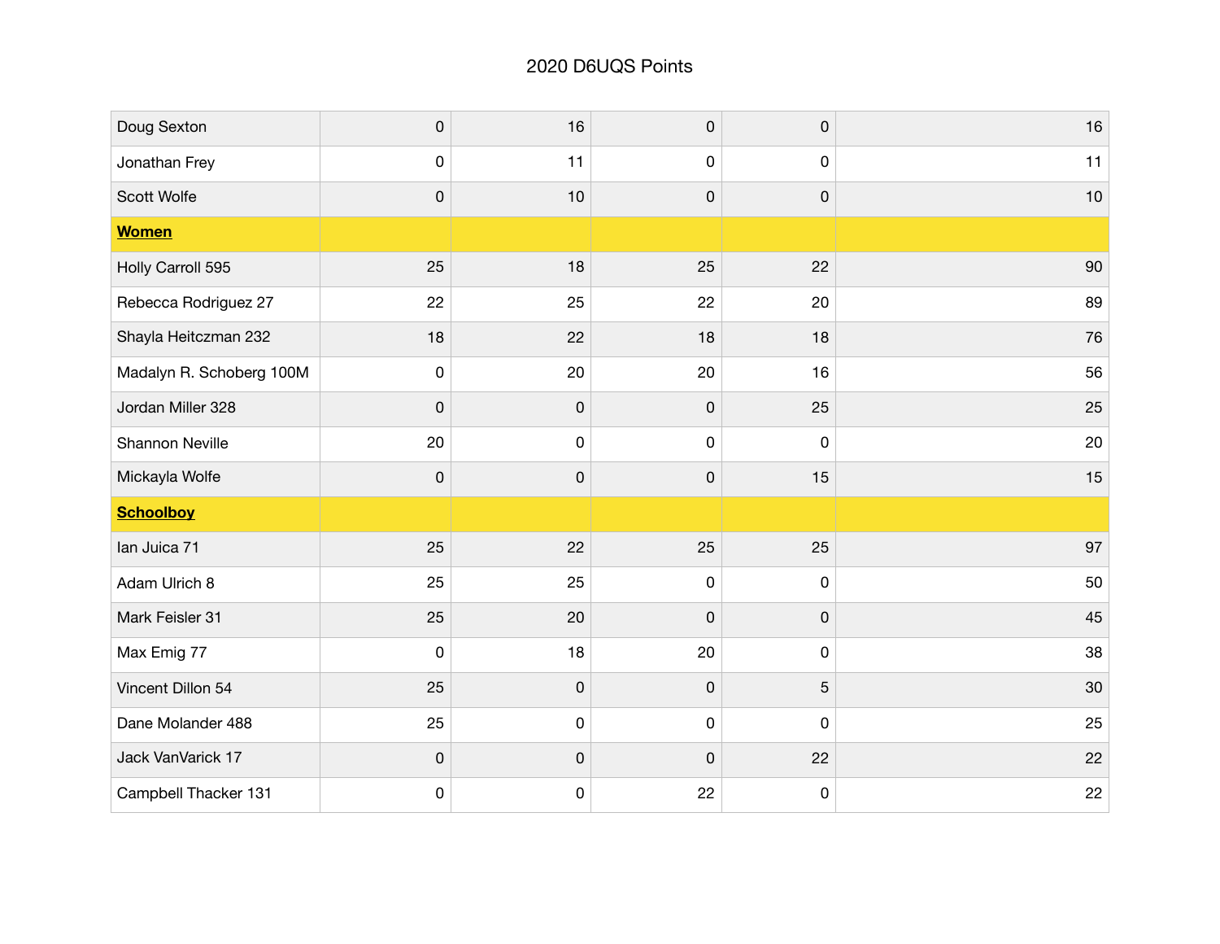2020 D6UQS Points

| | | | | | |
|---|---|---|---|---|---|
| Doug Sexton | 0 | 16 | 0 | 0 | 16 |
| Jonathan Frey | 0 | 11 | 0 | 0 | 11 |
| Scott Wolfe | 0 | 10 | 0 | 0 | 10 |
| **Women** | | | | | |
| Holly Carroll 595 | 25 | 18 | 25 | 22 | 90 |
| Rebecca Rodriguez 27 | 22 | 25 | 22 | 20 | 89 |
| Shayla Heitczman 232 | 18 | 22 | 18 | 18 | 76 |
| Madalyn R. Schoberg 100M | 0 | 20 | 20 | 16 | 56 |
| Jordan Miller 328 | 0 | 0 | 0 | 25 | 25 |
| Shannon Neville | 20 | 0 | 0 | 0 | 20 |
| Mickayla Wolfe | 0 | 0 | 0 | 15 | 15 |
| **Schoolboy** | | | | | |
| Ian Juica 71 | 25 | 22 | 25 | 25 | 97 |
| Adam Ulrich 8 | 25 | 25 | 0 | 0 | 50 |
| Mark Feisler 31 | 25 | 20 | 0 | 0 | 45 |
| Max Emig 77 | 0 | 18 | 20 | 0 | 38 |
| Vincent Dillon 54 | 25 | 0 | 0 | 5 | 30 |
| Dane Molander 488 | 25 | 0 | 0 | 0 | 25 |
| Jack VanVarick 17 | 0 | 0 | 0 | 22 | 22 |
| Campbell Thacker 131 | 0 | 0 | 22 | 0 | 22 |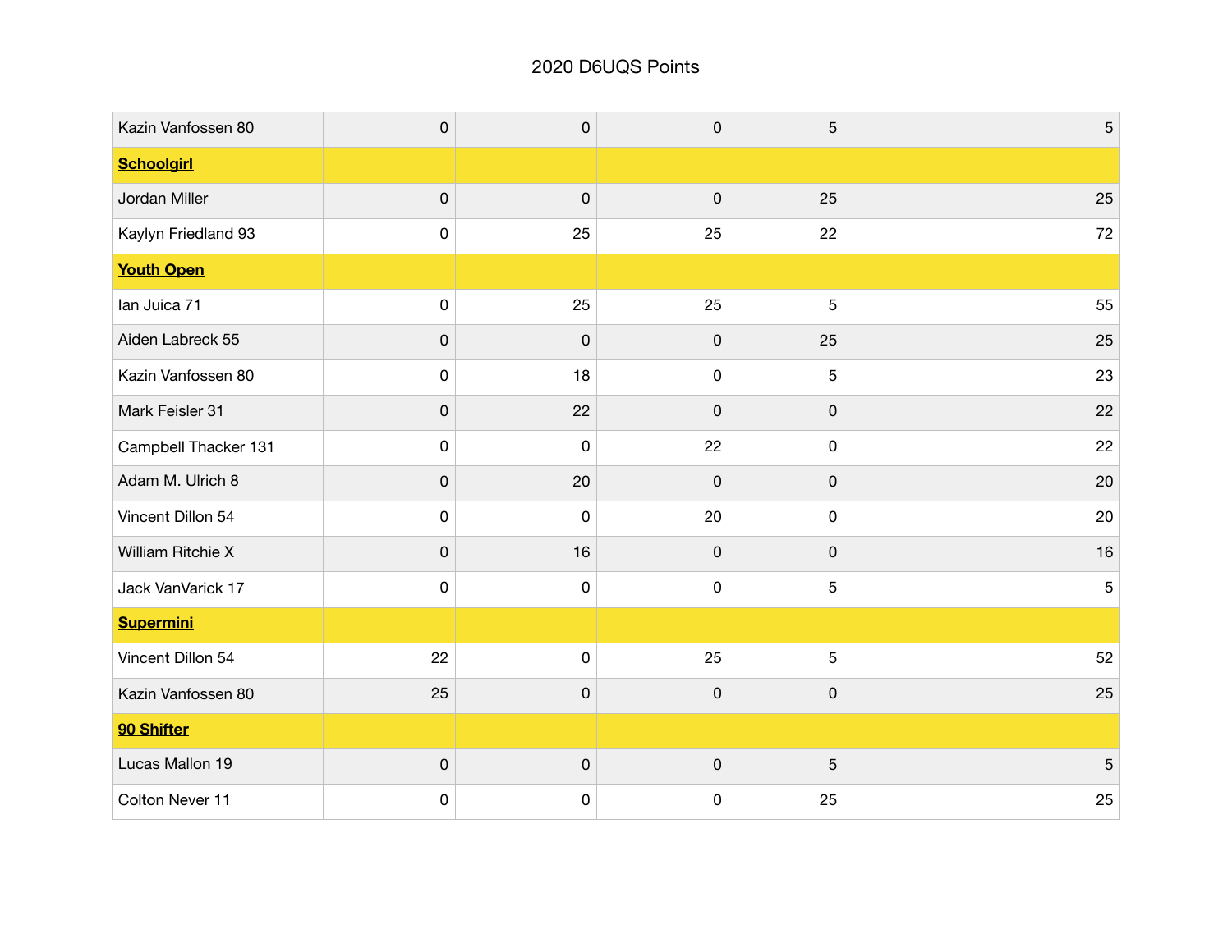2020 D6UQS Points

| | | | | | |
|---|---|---|---|---|---|
| Kazin Vanfossen 80 | 0 | 0 | 0 | 5 | 5 |
| **Schoolgirl** | | | | | |
| Jordan Miller | 0 | 0 | 0 | 25 | 25 |
| Kaylyn Friedland 93 | 0 | 25 | 25 | 22 | 72 |
| **Youth Open** | | | | | |
| Ian Juica 71 | 0 | 25 | 25 | 5 | 55 |
| Aiden Labreck 55 | 0 | 0 | 0 | 25 | 25 |
| Kazin Vanfossen 80 | 0 | 18 | 0 | 5 | 23 |
| Mark Feisler 31 | 0 | 22 | 0 | 0 | 22 |
| Campbell Thacker 131 | 0 | 0 | 22 | 0 | 22 |
| Adam M. Ulrich 8 | 0 | 20 | 0 | 0 | 20 |
| Vincent Dillon 54 | 0 | 0 | 20 | 0 | 20 |
| William Ritchie X | 0 | 16 | 0 | 0 | 16 |
| Jack VanVarick 17 | 0 | 0 | 0 | 5 | 5 |
| **Supermini** | | | | | |
| Vincent Dillon 54 | 22 | 0 | 25 | 5 | 52 |
| Kazin Vanfossen 80 | 25 | 0 | 0 | 0 | 25 |
| **90 Shifter** | | | | | |
| Lucas Mallon 19 | 0 | 0 | 0 | 5 | 5 |
| Colton Never 11 | 0 | 0 | 0 | 25 | 25 |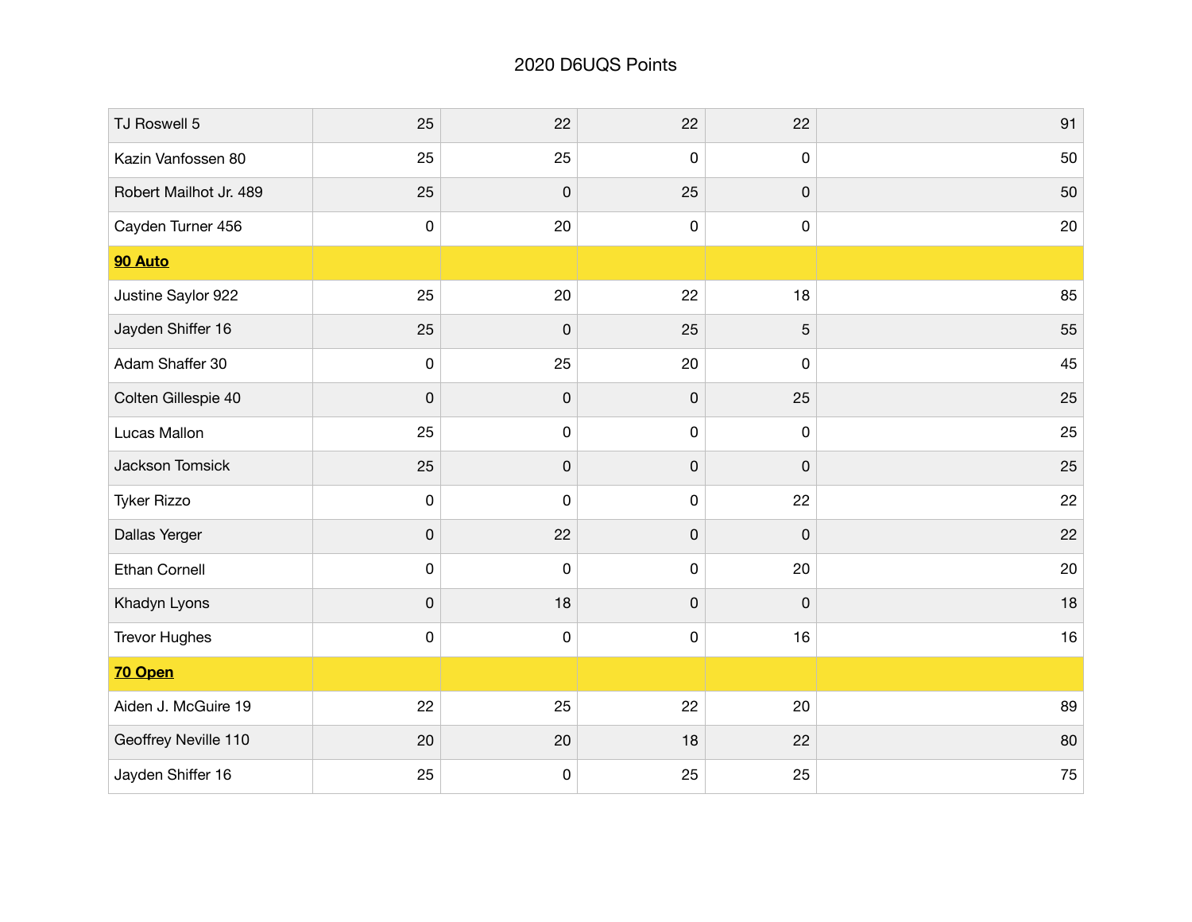2020 D6UQS Points

| | | | | | |
|---|---|---|---|---|---|
| TJ Roswell 5 | 25 | 22 | 22 | 22 | 91 |
| Kazin Vanfossen 80 | 25 | 25 | 0 | 0 | 50 |
| Robert Mailhot Jr. 489 | 25 | 0 | 25 | 0 | 50 |
| Cayden Turner 456 | 0 | 20 | 0 | 0 | 20 |
| **90 Auto** | | | | | |
| Justine Saylor 922 | 25 | 20 | 22 | 18 | 85 |
| Jayden Shiffer 16 | 25 | 0 | 25 | 5 | 55 |
| Adam Shaffer 30 | 0 | 25 | 20 | 0 | 45 |
| Colten Gillespie 40 | 0 | 0 | 0 | 25 | 25 |
| Lucas Mallon | 25 | 0 | 0 | 0 | 25 |
| Jackson Tomsick | 25 | 0 | 0 | 0 | 25 |
| Tyker Rizzo | 0 | 0 | 0 | 22 | 22 |
| Dallas Yerger | 0 | 22 | 0 | 0 | 22 |
| Ethan Cornell | 0 | 0 | 0 | 20 | 20 |
| Khadyn Lyons | 0 | 18 | 0 | 0 | 18 |
| Trevor Hughes | 0 | 0 | 0 | 16 | 16 |
| **70 Open** | | | | | |
| Aiden J. McGuire 19 | 22 | 25 | 22 | 20 | 89 |
| Geoffrey Neville 110 | 20 | 20 | 18 | 22 | 80 |
| Jayden Shiffer 16 | 25 | 0 | 25 | 25 | 75 |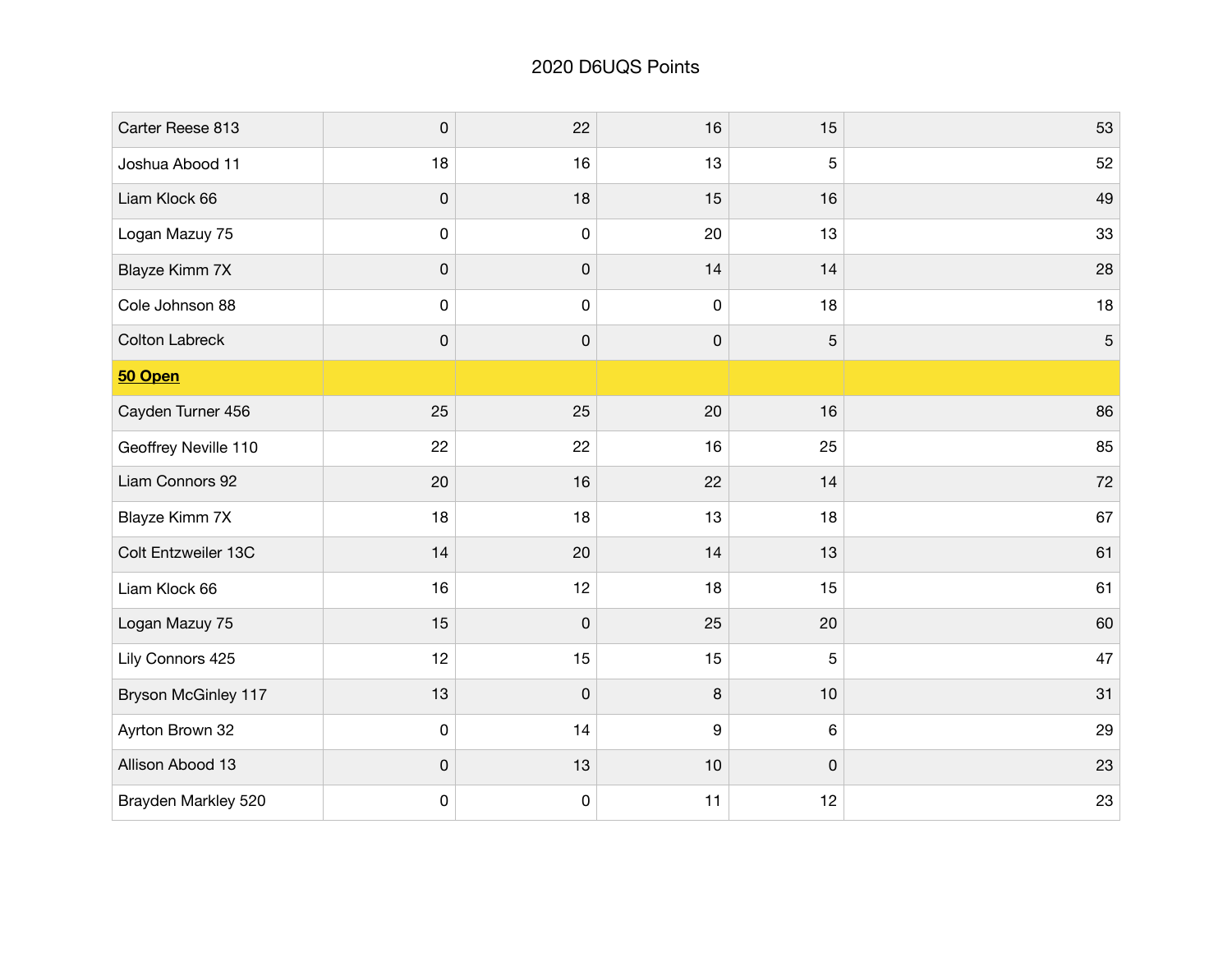2020 D6UQS Points

| | | | | | |
|---|---|---|---|---|---|
| Carter Reese 813 | 0 | 22 | 16 | 15 | 53 |
| Joshua Abood 11 | 18 | 16 | 13 | 5 | 52 |
| Liam Klock 66 | 0 | 18 | 15 | 16 | 49 |
| Logan Mazuy 75 | 0 | 0 | 20 | 13 | 33 |
| Blayze Kimm 7X | 0 | 0 | 14 | 14 | 28 |
| Cole Johnson 88 | 0 | 0 | 0 | 18 | 18 |
| Colton Labreck | 0 | 0 | 0 | 5 | 5 |
| **50 Open** | | | | | |
| Cayden Turner 456 | 25 | 25 | 20 | 16 | 86 |
| Geoffrey Neville 110 | 22 | 22 | 16 | 25 | 85 |
| Liam Connors 92 | 20 | 16 | 22 | 14 | 72 |
| Blayze Kimm 7X | 18 | 18 | 13 | 18 | 67 |
| Colt Entzweiler 13C | 14 | 20 | 14 | 13 | 61 |
| Liam Klock 66 | 16 | 12 | 18 | 15 | 61 |
| Logan Mazuy 75 | 15 | 0 | 25 | 20 | 60 |
| Lily Connors 425 | 12 | 15 | 15 | 5 | 47 |
| Bryson McGinley 117 | 13 | 0 | 8 | 10 | 31 |
| Ayrton Brown 32 | 0 | 14 | 9 | 6 | 29 |
| Allison Abood 13 | 0 | 13 | 10 | 0 | 23 |
| Brayden Markley 520 | 0 | 0 | 11 | 12 | 23 |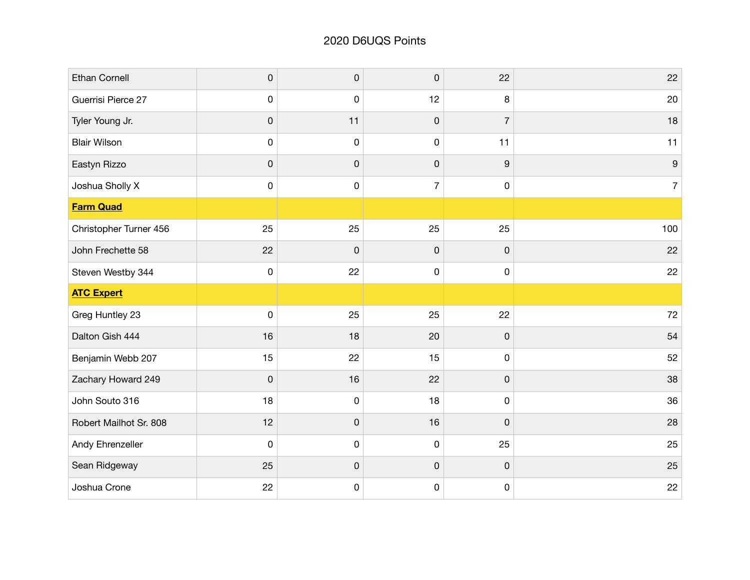# 2020 D6UQS Points

| | | | | | |
|---|---|---|---|---|---|
| Ethan Cornell | 0 | 0 | 0 | 22 | 22 |
| Guerrisi Pierce 27 | 0 | 0 | 12 | 8 | 20 |
| Tyler Young Jr. | 0 | 11 | 0 | 7 | 18 |
| Blair Wilson | 0 | 0 | 0 | 11 | 11 |
| Eastyn Rizzo | 0 | 0 | 0 | 9 | 9 |
| Joshua Sholly X | 0 | 0 | 7 | 0 | 7 |
| **Farm Quad** | | | | | |
| Christopher Turner 456 | 25 | 25 | 25 | 25 | 100 |
| John Frechette 58 | 22 | 0 | 0 | 0 | 22 |
| Steven Westby 344 | 0 | 22 | 0 | 0 | 22 |
| **ATC Expert** | | | | | |
| Greg Huntley 23 | 0 | 25 | 25 | 22 | 72 |
| Dalton Gish 444 | 16 | 18 | 20 | 0 | 54 |
| Benjamin Webb 207 | 15 | 22 | 15 | 0 | 52 |
| Zachary Howard 249 | 0 | 16 | 22 | 0 | 38 |
| John Souto 316 | 18 | 0 | 18 | 0 | 36 |
| Robert Mailhot Sr. 808 | 12 | 0 | 16 | 0 | 28 |
| Andy Ehrenzeller | 0 | 0 | 0 | 25 | 25 |
| Sean Ridgeway | 25 | 0 | 0 | 0 | 25 |
| Joshua Crone | 22 | 0 | 0 | 0 | 22 |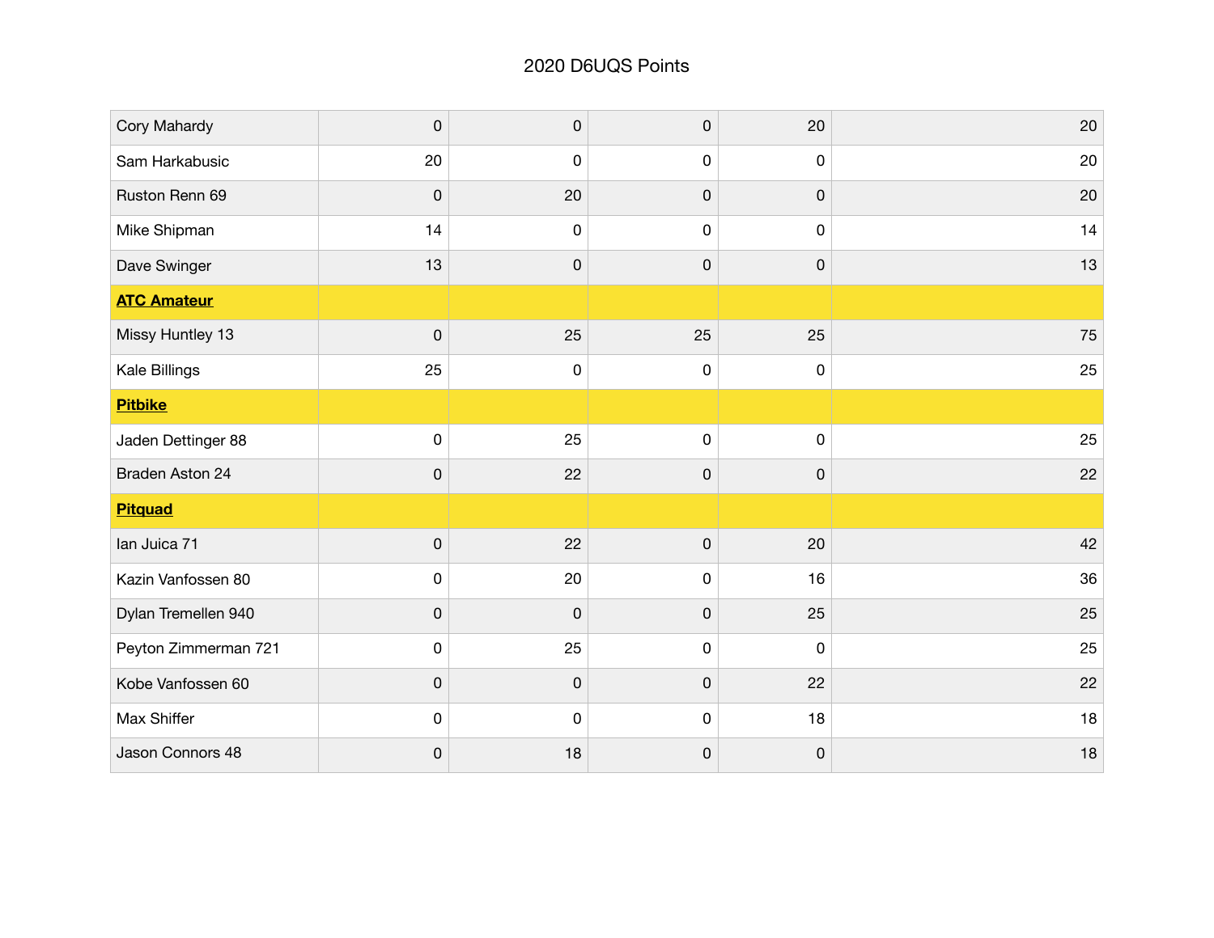2020 D6UQS Points

| | | | | | |
|---|---|---|---|---|---|
| Cory Mahardy | 0 | 0 | 0 | 20 | 20 |
| Sam Harkabusic | 20 | 0 | 0 | 0 | 20 |
| Ruston Renn 69 | 0 | 20 | 0 | 0 | 20 |
| Mike Shipman | 14 | 0 | 0 | 0 | 14 |
| Dave Swinger | 13 | 0 | 0 | 0 | 13 |
| **ATC Amateur** | | | | | |
| Missy Huntley 13 | 0 | 25 | 25 | 25 | 75 |
| Kale Billings | 25 | 0 | 0 | 0 | 25 |
| **Pitbike** | | | | | |
| Jaden Dettinger 88 | 0 | 25 | 0 | 0 | 25 |
| Braden Aston 24 | 0 | 22 | 0 | 0 | 22 |
| **Pitquad** | | | | | |
| Ian Juica 71 | 0 | 22 | 0 | 20 | 42 |
| Kazin Vanfossen 80 | 0 | 20 | 0 | 16 | 36 |
| Dylan Tremellen 940 | 0 | 0 | 0 | 25 | 25 |
| Peyton Zimmerman 721 | 0 | 25 | 0 | 0 | 25 |
| Kobe Vanfossen 60 | 0 | 0 | 0 | 22 | 22 |
| Max Shiffer | 0 | 0 | 0 | 18 | 18 |
| Jason Connors 48 | 0 | 18 | 0 | 0 | 18 |